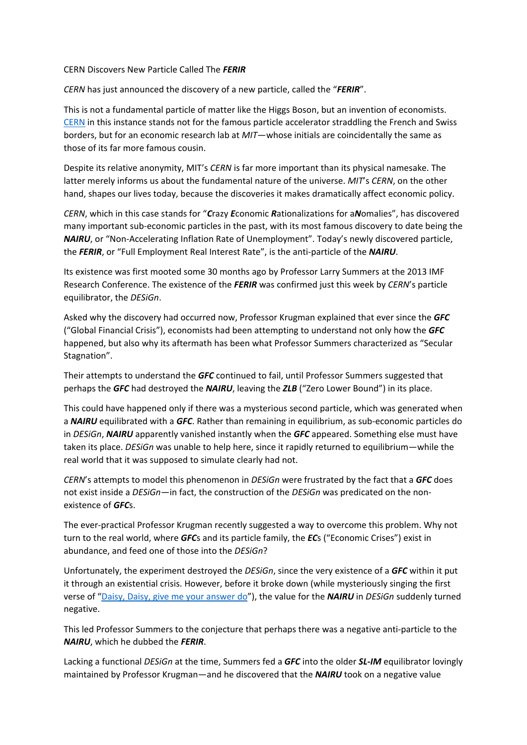CERN Discovers New Particle Called The ***FERIR***

*CERN* has just announced the discovery of a new particle, called the "***FERIR***".

This is not a fundamental particle of matter like the Higgs Boson, but an invention of economists. [CERN](#) in this instance stands not for the famous particle accelerator straddling the French and Swiss borders, but for an economic research lab at *MIT*—whose initials are coincidentally the same as those of its far more famous cousin.

Despite its relative anonymity, MIT's *CERN* is far more important than its physical namesake. The latter merely informs us about the fundamental nature of the universe. *MIT*'s *CERN*, on the other hand, shapes our lives today, because the discoveries it makes dramatically affect economic policy.

*CERN*, which in this case stands for "***C****razy* ***E****conomic* ***R****ationalizations for a****N****omalies*", has discovered many important sub-economic particles in the past, with its most famous discovery to date being the ***NAIRU***, or "Non-Accelerating Inflation Rate of Unemployment". Today's newly discovered particle, the ***FERIR***, or "Full Employment Real Interest Rate", is the anti-particle of the ***NAIRU***.

Its existence was first mooted some 30 months ago by Professor Larry Summers at the 2013 IMF Research Conference. The existence of the ***FERIR*** was confirmed just this week by *CERN*'s particle equilibrator, the *DESiGn*.

Asked why the discovery had occurred now, Professor Krugman explained that ever since the ***GFC*** ("Global Financial Crisis"), economists had been attempting to understand not only how the ***GFC*** happened, but also why its aftermath has been what Professor Summers characterized as "Secular Stagnation".

Their attempts to understand the ***GFC*** continued to fail, until Professor Summers suggested that perhaps the ***GFC*** had destroyed the ***NAIRU***, leaving the ***ZLB*** ("Zero Lower Bound") in its place.

This could have happened only if there was a mysterious second particle, which was generated when a ***NAIRU*** equilibrated with a ***GFC***. Rather than remaining in equilibrium, as sub-economic particles do in *DESiGn*, ***NAIRU*** apparently vanished instantly when the ***GFC*** appeared. Something else must have taken its place. *DESiGn* was unable to help here, since it rapidly returned to equilibrium—while the real world that it was supposed to simulate clearly had not.

*CERN*'s attempts to model this phenomenon in *DESiGn* were frustrated by the fact that a ***GFC*** does not exist inside a *DESiGn*—in fact, the construction of the *DESiGn* was predicated on the non-existence of ***GFC***s.

The ever-practical Professor Krugman recently suggested a way to overcome this problem. Why not turn to the real world, where ***GFC***s and its particle family, the ***EC***s ("Economic Crises") exist in abundance, and feed one of those into the *DESiGn*?

Unfortunately, the experiment destroyed the *DESiGn*, since the very existence of a ***GFC*** within it put it through an existential crisis. However, before it broke down (while mysteriously singing the first verse of "[Daisy, Daisy, give me your answer do](#)"), the value for the ***NAIRU*** in *DESiGn* suddenly turned negative.

This led Professor Summers to the conjecture that perhaps there was a negative anti-particle to the ***NAIRU***, which he dubbed the ***FERIR***.

Lacking a functional *DESiGn* at the time, Summers fed a ***GFC*** into the older ***SL-IM*** equilibrator lovingly maintained by Professor Krugman—and he discovered that the ***NAIRU*** took on a negative value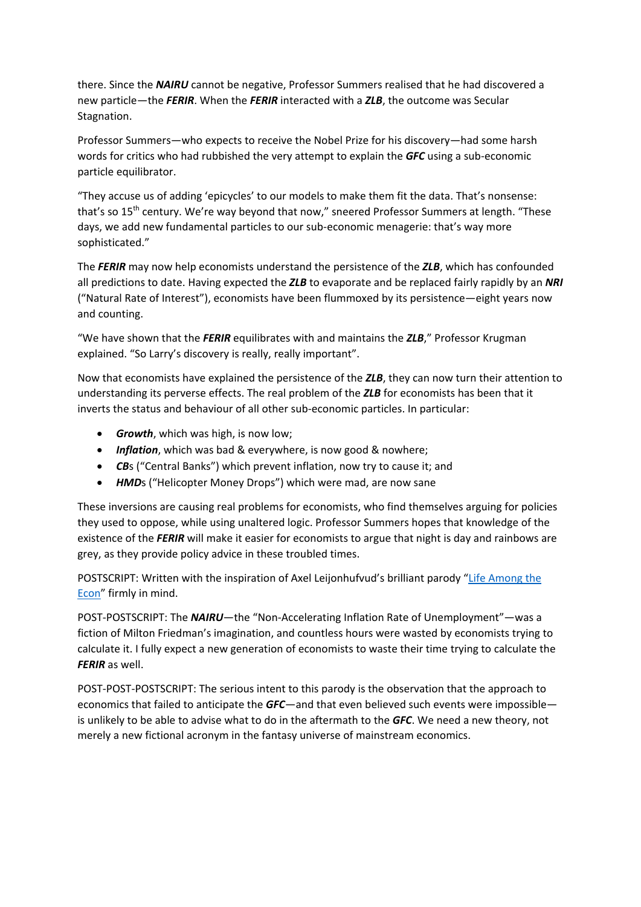there. Since the ***NAIRU*** cannot be negative, Professor Summers realised that he had discovered a new particle—the ***FERIR***. When the ***FERIR*** interacted with a ***ZLB***, the outcome was Secular Stagnation.

Professor Summers—who expects to receive the Nobel Prize for his discovery—had some harsh words for critics who had rubbished the very attempt to explain the ***GFC*** using a sub-economic particle equilibrator.

"They accuse us of adding 'epicycles' to our models to make them fit the data. That's nonsense: that's so 15th century. We're way beyond that now," sneered Professor Summers at length. "These days, we add new fundamental particles to our sub-economic menagerie: that's way more sophisticated."

The ***FERIR*** may now help economists understand the persistence of the ***ZLB***, which has confounded all predictions to date. Having expected the ***ZLB*** to evaporate and be replaced fairly rapidly by an ***NRI*** ("Natural Rate of Interest"), economists have been flummoxed by its persistence—eight years now and counting.

"We have shown that the ***FERIR*** equilibrates with and maintains the ***ZLB***," Professor Krugman explained. "So Larry's discovery is really, really important".

Now that economists have explained the persistence of the ***ZLB***, they can now turn their attention to understanding its perverse effects. The real problem of the ***ZLB*** for economists has been that it inverts the status and behaviour of all other sub-economic particles. In particular:

- ***Growth***, which was high, is now low;
- ***Inflation***, which was bad & everywhere, is now good & nowhere;
- ***CB***s ("Central Banks") which prevent inflation, now try to cause it; and
- ***HMD***s ("Helicopter Money Drops") which were mad, are now sane

These inversions are causing real problems for economists, who find themselves arguing for policies they used to oppose, while using unaltered logic. Professor Summers hopes that knowledge of the existence of the ***FERIR*** will make it easier for economists to argue that night is day and rainbows are grey, as they provide policy advice in these troubled times.

POSTSCRIPT: Written with the inspiration of Axel Leijonhufvud's brilliant parody "Life Among the Econ" firmly in mind.

POST-POSTSCRIPT: The ***NAIRU***—the "Non-Accelerating Inflation Rate of Unemployment"—was a fiction of Milton Friedman's imagination, and countless hours were wasted by economists trying to calculate it. I fully expect a new generation of economists to waste their time trying to calculate the ***FERIR*** as well.

POST-POST-POSTSCRIPT: The serious intent to this parody is the observation that the approach to economics that failed to anticipate the ***GFC***—and that even believed such events were impossible—is unlikely to be able to advise what to do in the aftermath to the ***GFC***. We need a new theory, not merely a new fictional acronym in the fantasy universe of mainstream economics.